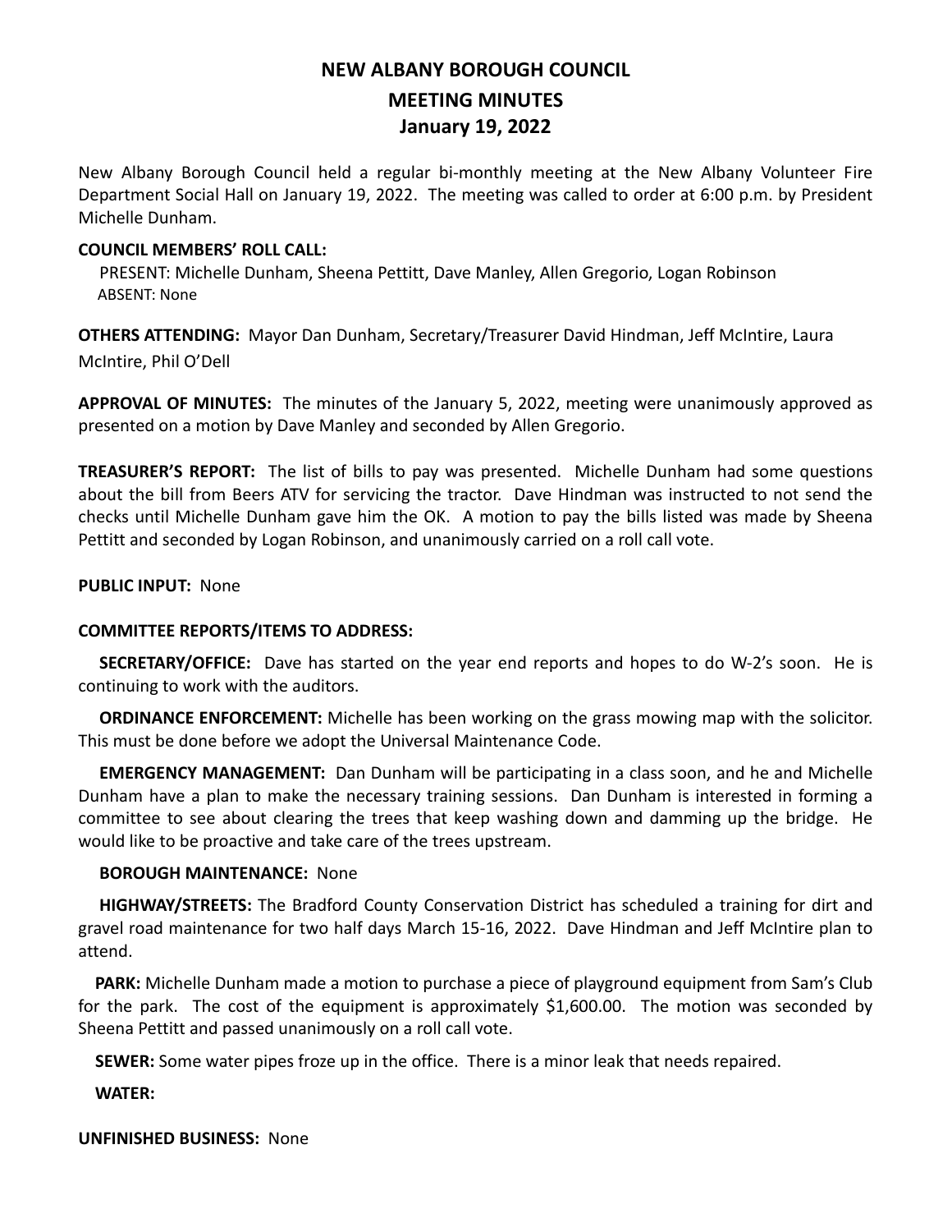# NEW ALBANY BOROUGH COUNCIL
## MEETING MINUTES
## January 19, 2022

New Albany Borough Council held a regular bi-monthly meeting at the New Albany Volunteer Fire Department Social Hall on January 19, 2022. The meeting was called to order at 6:00 p.m. by President Michelle Dunham.

**COUNCIL MEMBERS' ROLL CALL:**
PRESENT: Michelle Dunham, Sheena Pettitt, Dave Manley, Allen Gregorio, Logan Robinson
ABSENT: None

**OTHERS ATTENDING:** Mayor Dan Dunham, Secretary/Treasurer David Hindman, Jeff McIntire, Laura McIntire, Phil O'Dell

**APPROVAL OF MINUTES:** The minutes of the January 5, 2022, meeting were unanimously approved as presented on a motion by Dave Manley and seconded by Allen Gregorio.

**TREASURER'S REPORT:** The list of bills to pay was presented. Michelle Dunham had some questions about the bill from Beers ATV for servicing the tractor. Dave Hindman was instructed to not send the checks until Michelle Dunham gave him the OK. A motion to pay the bills listed was made by Sheena Pettitt and seconded by Logan Robinson, and unanimously carried on a roll call vote.

**PUBLIC INPUT:** None

**COMMITTEE REPORTS/ITEMS TO ADDRESS:**

**SECRETARY/OFFICE:** Dave has started on the year end reports and hopes to do W-2's soon. He is continuing to work with the auditors.

**ORDINANCE ENFORCEMENT:** Michelle has been working on the grass mowing map with the solicitor. This must be done before we adopt the Universal Maintenance Code.

**EMERGENCY MANAGEMENT:** Dan Dunham will be participating in a class soon, and he and Michelle Dunham have a plan to make the necessary training sessions. Dan Dunham is interested in forming a committee to see about clearing the trees that keep washing down and damming up the bridge. He would like to be proactive and take care of the trees upstream.

**BOROUGH MAINTENANCE:** None

**HIGHWAY/STREETS:** The Bradford County Conservation District has scheduled a training for dirt and gravel road maintenance for two half days March 15-16, 2022. Dave Hindman and Jeff McIntire plan to attend.

**PARK:** Michelle Dunham made a motion to purchase a piece of playground equipment from Sam's Club for the park. The cost of the equipment is approximately $1,600.00. The motion was seconded by Sheena Pettitt and passed unanimously on a roll call vote.

**SEWER:** Some water pipes froze up in the office. There is a minor leak that needs repaired.

**WATER:**

**UNFINISHED BUSINESS:** None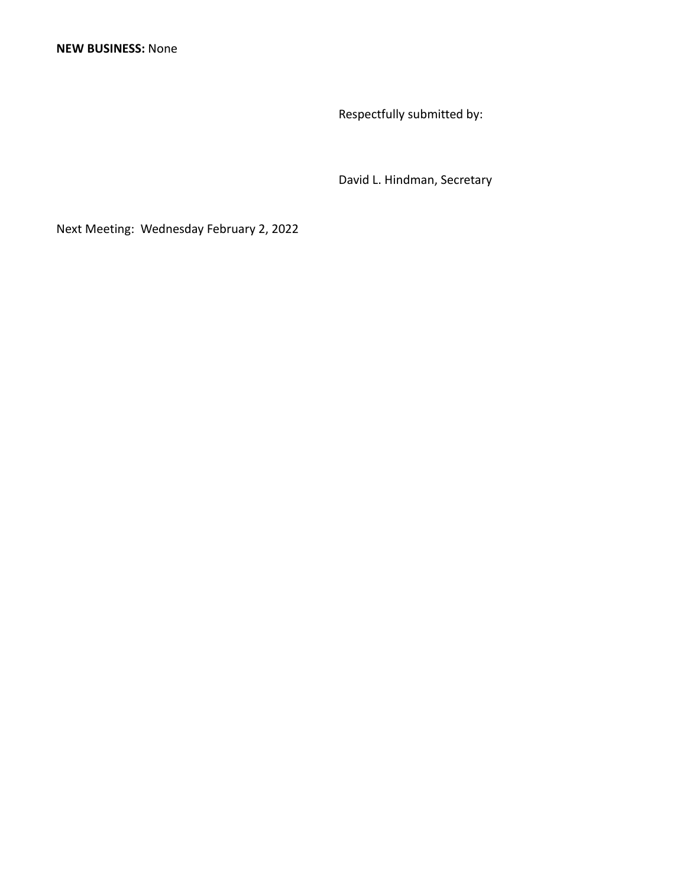**NEW BUSINESS:** None

Respectfully submitted by:

David L. Hindman, Secretary

Next Meeting: Wednesday February 2, 2022